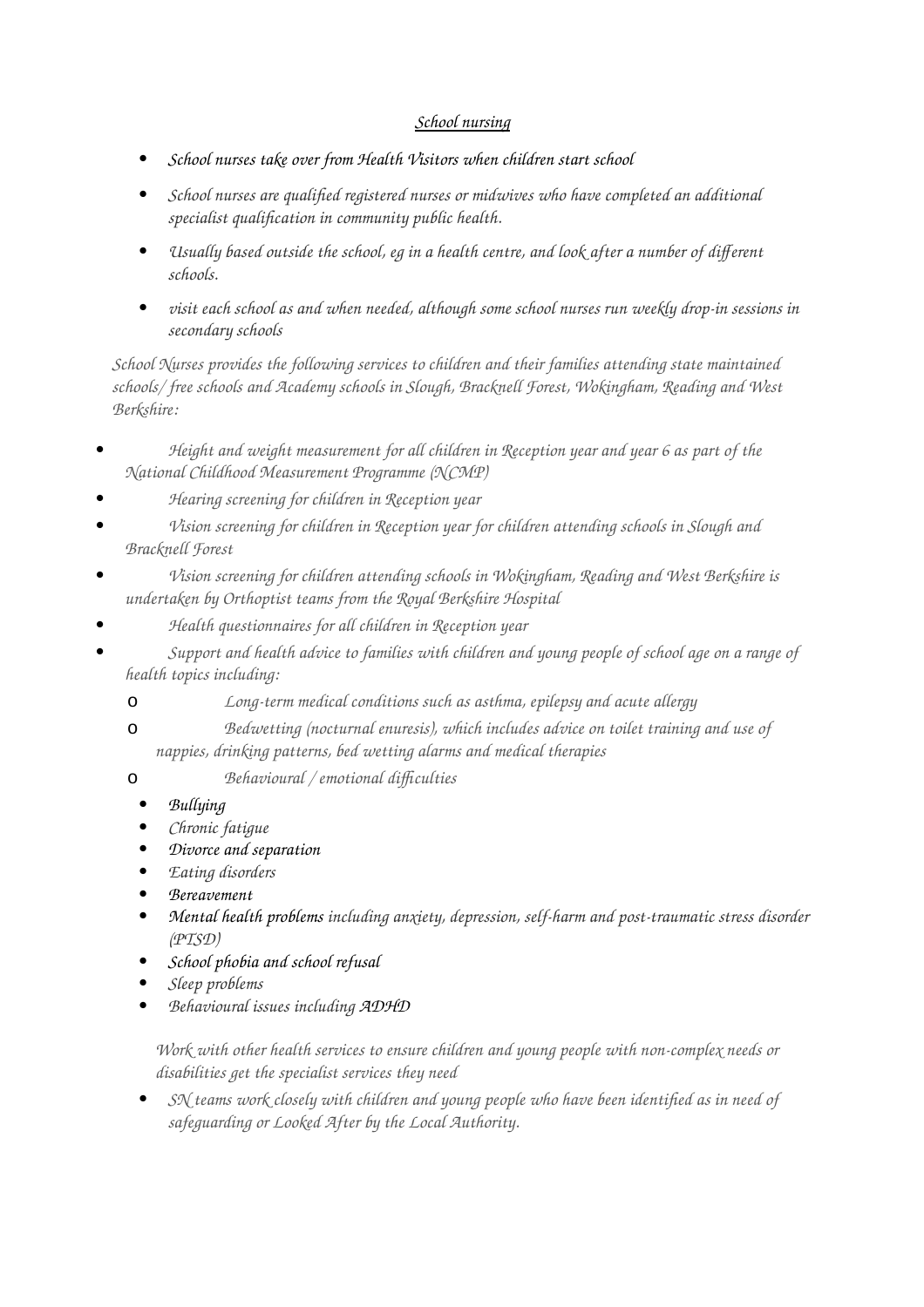*School nursing*

- *School nurses take over from Health Visitors when children start school*
- *School nurses are qualified registered nurses or midwives who have completed an additional specialist qualification in community public health.*
- *Usually based outside the school, eg in a health centre, and look after a number of different schools.*
- *visit each school as and when needed, although some school nurses run weekly drop-in sessions in secondary schools*

*School Nurses provides the following services to children and their families attending state maintained schools/ free schools and Academy schools in Slough, Bracknell Forest, Wokingham, Reading and West Berkshire:*

- *Height and weight measurement for all children in Reception year and year 6 as part of the National Childhood Measurement Programme (NCMP)*
- *Hearing screening for children in Reception year*
- *Vision screening for children in Reception year for children attending schools in Slough and Bracknell Forest*
- *Vision screening for children attending schools in Wokingham, Reading and West Berkshire is undertaken by Orthoptist teams from the Royal Berkshire Hospital*
- *Health questionnaires for all children in Reception year*
- *Support and health advice to families with children and young people of school age on a range of health topics including:*
  - *Long-term medical conditions such as asthma, epilepsy and acute allergy*
  - *Bedwetting (nocturnal enuresis), which includes advice on toilet training and use of nappies, drinking patterns, bed wetting alarms and medical therapies*
  - *Behavioural / emotional difficulties*
    - *Bullying*
    - *Chronic fatigue*
    - *Divorce and separation*
    - *Eating disorders*
    - *Bereavement*
    - *Mental health problems including anxiety, depression, self-harm and post-traumatic stress disorder (PTSD)*
    - *School phobia and school refusal*
    - *Sleep problems*
    - *Behavioural issues including ADHD*

*Work with other health services to ensure children and young people with non-complex needs or disabilities get the specialist services they need*

- *SN teams work closely with children and young people who have been identified as in need of safeguarding or Looked After by the Local Authority.*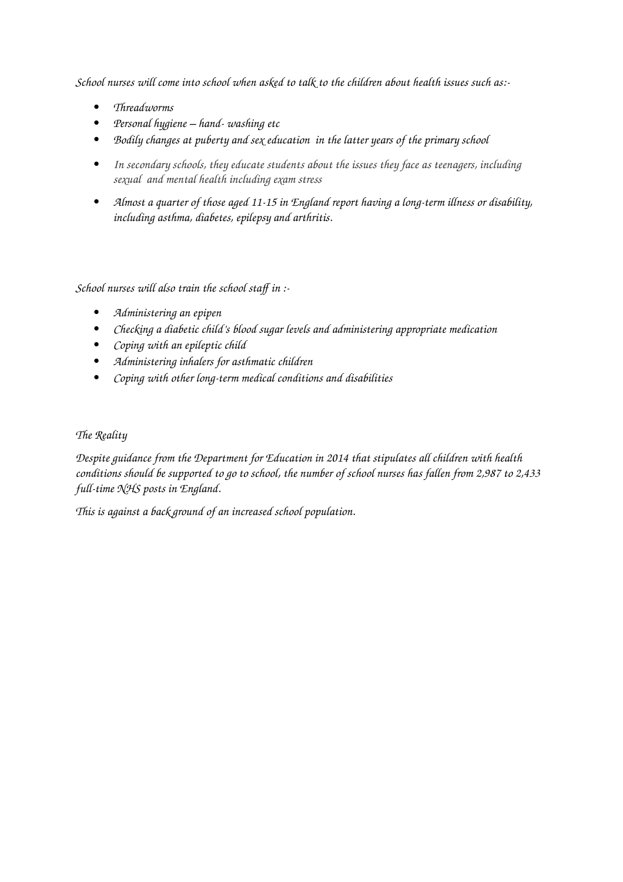*School nurses will come into school when asked to talk to the children about health issues such as:-*

- *Threadworms*
- *Personal hygiene – hand- washing etc*
- *Bodily changes at puberty and sex education in the latter years of the primary school*
- *In secondary schools, they educate students about the issues they face as teenagers, including sexual and mental health including exam stress*
- *Almost a quarter of those aged 11-15 in England report having a long-term illness or disability, including asthma, diabetes, epilepsy and arthritis.*

*School nurses will also train the school staff in :-*

- *Administering an epipen*
- *Checking a diabetic child's blood sugar levels and administering appropriate medication*
- *Coping with an epileptic child*
- *Administering inhalers for asthmatic children*
- *Coping with other long-term medical conditions and disabilities*

*The Reality*

*Despite guidance from the Department for Education in 2014 that stipulates all children with health conditions should be supported to go to school, the number of school nurses has fallen from 2,987 to 2,433 full-time NHS posts in England.*

*This is against a back ground of an increased school population.*